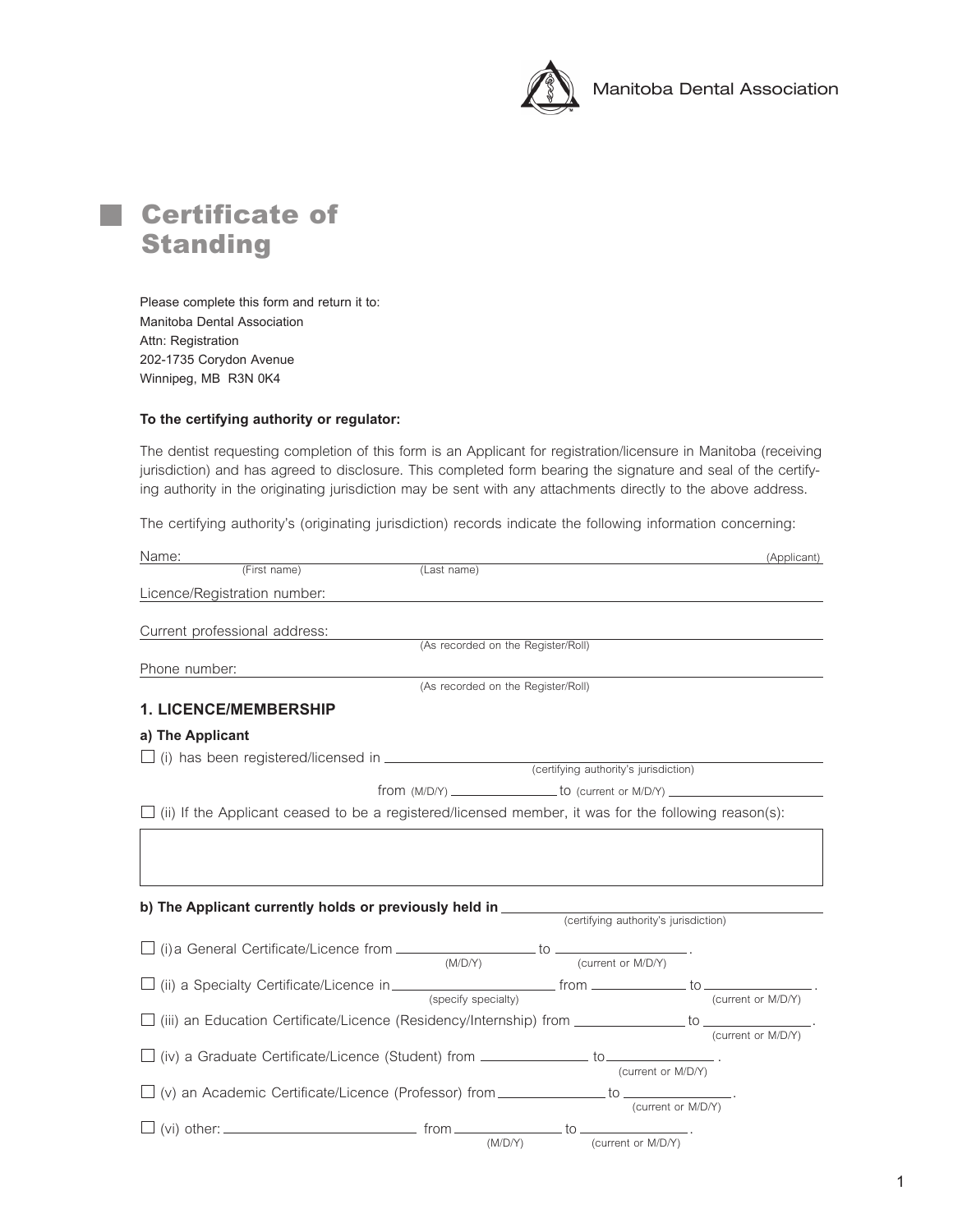Manitoba Dental Association

# Certificate of Standing

Please complete this form and return it to:
Manitoba Dental Association
Attn: Registration
202-1735 Corydon Avenue
Winnipeg, MB R3N 0K4

**To the certifying authority or regulator:**

The dentist requesting completion of this form is an Applicant for registration/licensure in Manitoba (receiving jurisdiction) and has agreed to disclosure. This completed form bearing the signature and seal of the certifying authority in the originating jurisdiction may be sent with any attachments directly to the above address.

The certifying authority's (originating jurisdiction) records indicate the following information concerning:

Name: ______________________________ (Applicant)
(First name) (Last name)

Licence/Registration number: ______________________________

Current professional address: ______________________________
(As recorded on the Register/Roll)

Phone number: ______________________________
(As recorded on the Register/Roll)

## 1. LICENCE/MEMBERSHIP

### a) The Applicant

☐ (i) has been registered/licensed in ______________________________
(certifying authority's jurisdiction)

from (M/D/Y) ______________ to (current or M/D/Y) ______________

☐ (ii) If the Applicant ceased to be a registered/licensed member, it was for the following reason(s):

______________________________

### b) The Applicant currently holds or previously held in ______________________________
(certifying authority's jurisdiction)

☐ (i) a General Certificate/Licence from ______________ (M/D/Y) to ______________ (current or M/D/Y).

☐ (ii) a Specialty Certificate/Licence in ______________ (specify specialty) from ______________ to ______________ (current or M/D/Y).

☐ (iii) an Education Certificate/Licence (Residency/Internship) from ______________ to ______________ (current or M/D/Y).

☐ (iv) a Graduate Certificate/Licence (Student) from ______________ to ______________ (current or M/D/Y).

☐ (v) an Academic Certificate/Licence (Professor) from ______________ to ______________ (current or M/D/Y).

☐ (vi) other: ______________ from ______________ (M/D/Y) to ______________ (current or M/D/Y).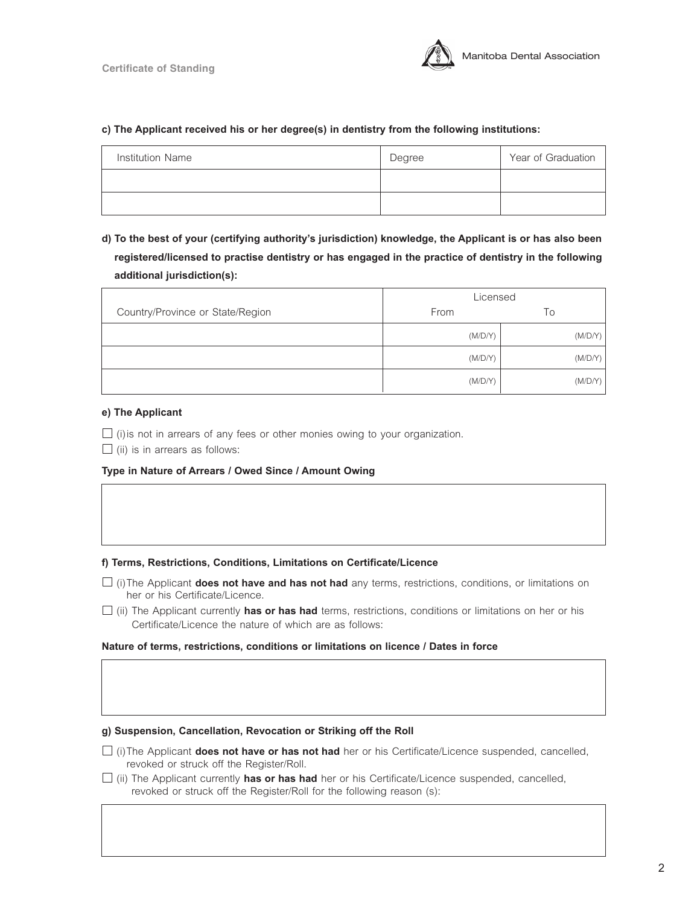**c) The Applicant received his or her degree(s) in dentistry from the following institutions:**

| Institution Name | Degree | Year of Graduation |
|---|---|---|
| | | |
| | | |

**d) To the best of your (certifying authority's jurisdiction) knowledge, the Applicant is or has also been registered/licensed to practise dentistry or has engaged in the practice of dentistry in the following additional jurisdiction(s):**

| | Licensed | |
|---|---|---|
| Country/Province or State/Region | From | To |
| | (M/D/Y) | (M/D/Y) |
| | (M/D/Y) | (M/D/Y) |
| | (M/D/Y) | (M/D/Y) |

**e) The Applicant**

☐ (i) is not in arrears of any fees or other monies owing to your organization.

☐ (ii) is in arrears as follows:

**Type in Nature of Arrears / Owed Since / Amount Owing**

**f) Terms, Restrictions, Conditions, Limitations on Certificate/Licence**

☐ (i) The Applicant **does not have and has not had** any terms, restrictions, conditions, or limitations on her or his Certificate/Licence.

☐ (ii) The Applicant currently **has or has had** terms, restrictions, conditions or limitations on her or his Certificate/Licence the nature of which are as follows:

**Nature of terms, restrictions, conditions or limitations on licence / Dates in force**

**g) Suspension, Cancellation, Revocation or Striking off the Roll**

☐ (i) The Applicant **does not have or has not had** her or his Certificate/Licence suspended, cancelled, revoked or struck off the Register/Roll.

☐ (ii) The Applicant currently **has or has had** her or his Certificate/Licence suspended, cancelled, revoked or struck off the Register/Roll for the following reason (s):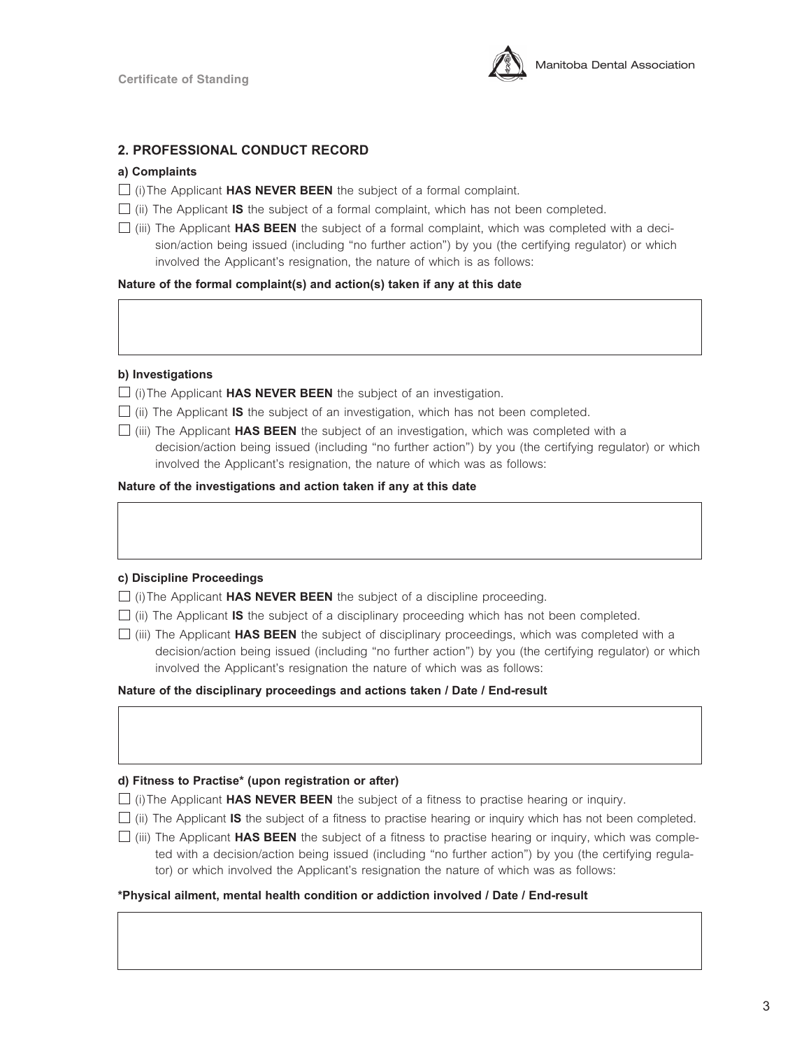## 2. PROFESSIONAL CONDUCT RECORD

### a) Complaints

☐ (i) The Applicant **HAS NEVER BEEN** the subject of a formal complaint.

☐ (ii) The Applicant **IS** the subject of a formal complaint, which has not been completed.

☐ (iii) The Applicant **HAS BEEN** the subject of a formal complaint, which was completed with a decision/action being issued (including "no further action") by you (the certifying regulator) or which involved the Applicant's resignation, the nature of which is as follows:

**Nature of the formal complaint(s) and action(s) taken if any at this date**

### b) Investigations

☐ (i) The Applicant **HAS NEVER BEEN** the subject of an investigation.

☐ (ii) The Applicant **IS** the subject of an investigation, which has not been completed.

☐ (iii) The Applicant **HAS BEEN** the subject of an investigation, which was completed with a decision/action being issued (including "no further action") by you (the certifying regulator) or which involved the Applicant's resignation, the nature of which was as follows:

**Nature of the investigations and action taken if any at this date**

### c) Discipline Proceedings

☐ (i) The Applicant **HAS NEVER BEEN** the subject of a discipline proceeding.

☐ (ii) The Applicant **IS** the subject of a disciplinary proceeding which has not been completed.

☐ (iii) The Applicant **HAS BEEN** the subject of disciplinary proceedings, which was completed with a decision/action being issued (including "no further action") by you (the certifying regulator) or which involved the Applicant's resignation the nature of which was as follows:

**Nature of the disciplinary proceedings and actions taken / Date / End-result**

### d) Fitness to Practise* (upon registration or after)

☐ (i) The Applicant **HAS NEVER BEEN** the subject of a fitness to practise hearing or inquiry.

☐ (ii) The Applicant **IS** the subject of a fitness to practise hearing or inquiry which has not been completed.

☐ (iii) The Applicant **HAS BEEN** the subject of a fitness to practise hearing or inquiry, which was completed with a decision/action being issued (including "no further action") by you (the certifying regulator) or which involved the Applicant's resignation the nature of which was as follows:

**\*Physical ailment, mental health condition or addiction involved / Date / End-result**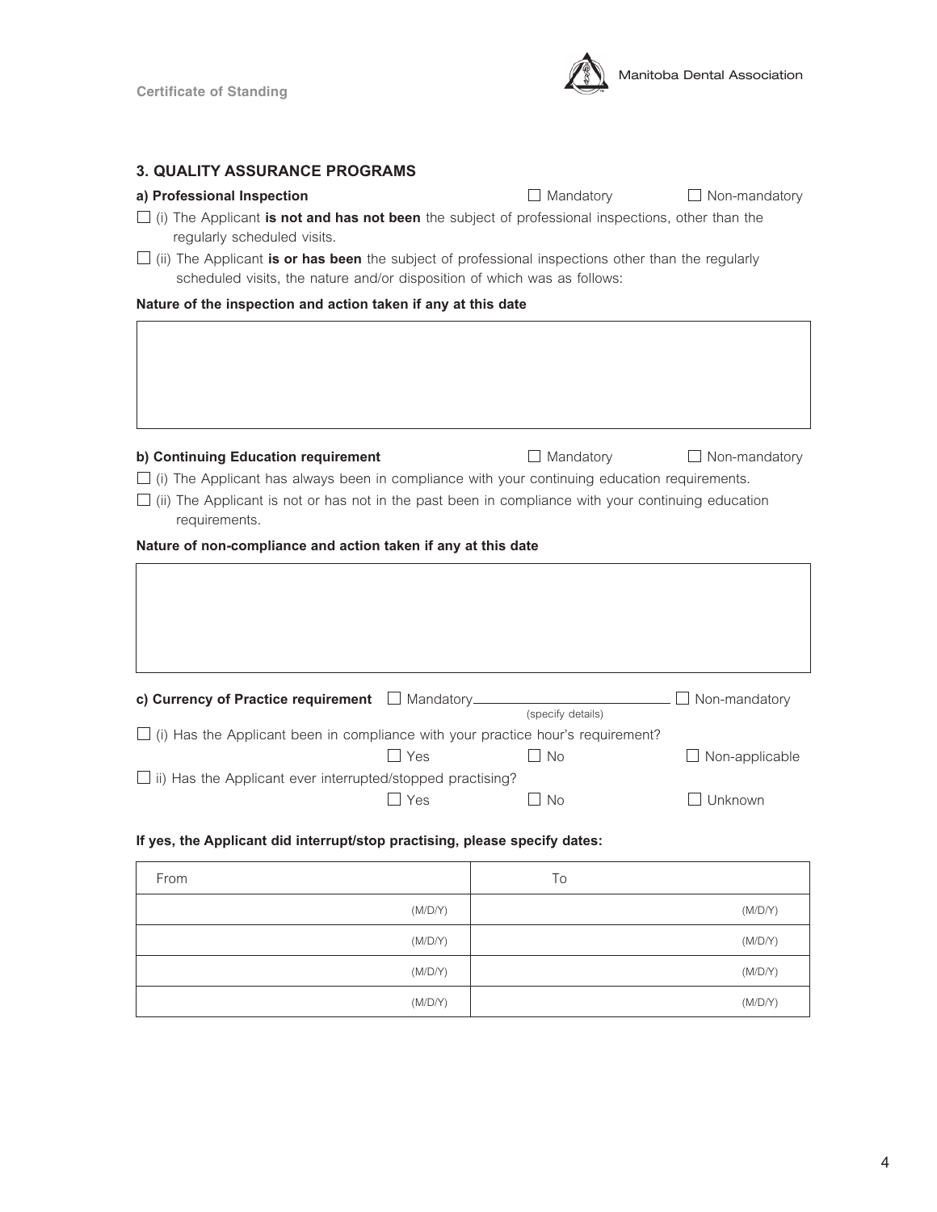## 3. QUALITY ASSURANCE PROGRAMS

**a) Professional Inspection** ☐ Mandatory ☐ Non-mandatory

☐ (i) The Applicant **is not and has not been** the subject of professional inspections, other than the regularly scheduled visits.

☐ (ii) The Applicant **is or has been** the subject of professional inspections other than the regularly scheduled visits, the nature and/or disposition of which was as follows:

**Nature of the inspection and action taken if any at this date**

| |
|---|
| |

**b) Continuing Education requirement** ☐ Mandatory ☐ Non-mandatory

☐ (i) The Applicant has always been in compliance with your continuing education requirements.

☐ (ii) The Applicant is not or has not in the past been in compliance with your continuing education requirements.

**Nature of non-compliance and action taken if any at this date**

| |
|---|
| |

**c) Currency of Practice requirement** ☐ Mandatory\_\_\_\_\_\_\_\_\_\_\_\_\_\_\_\_\_\_\_\_ (specify details) ☐ Non-mandatory

☐ (i) Has the Applicant been in compliance with your practice hour's requirement?

☐ Yes ☐ No ☐ Non-applicable

☐ ii) Has the Applicant ever interrupted/stopped practising?

☐ Yes ☐ No ☐ Unknown

**If yes, the Applicant did interrupt/stop practising, please specify dates:**

| From | To |
|---|---|
| (M/D/Y) | (M/D/Y) |
| (M/D/Y) | (M/D/Y) |
| (M/D/Y) | (M/D/Y) |
| (M/D/Y) | (M/D/Y) |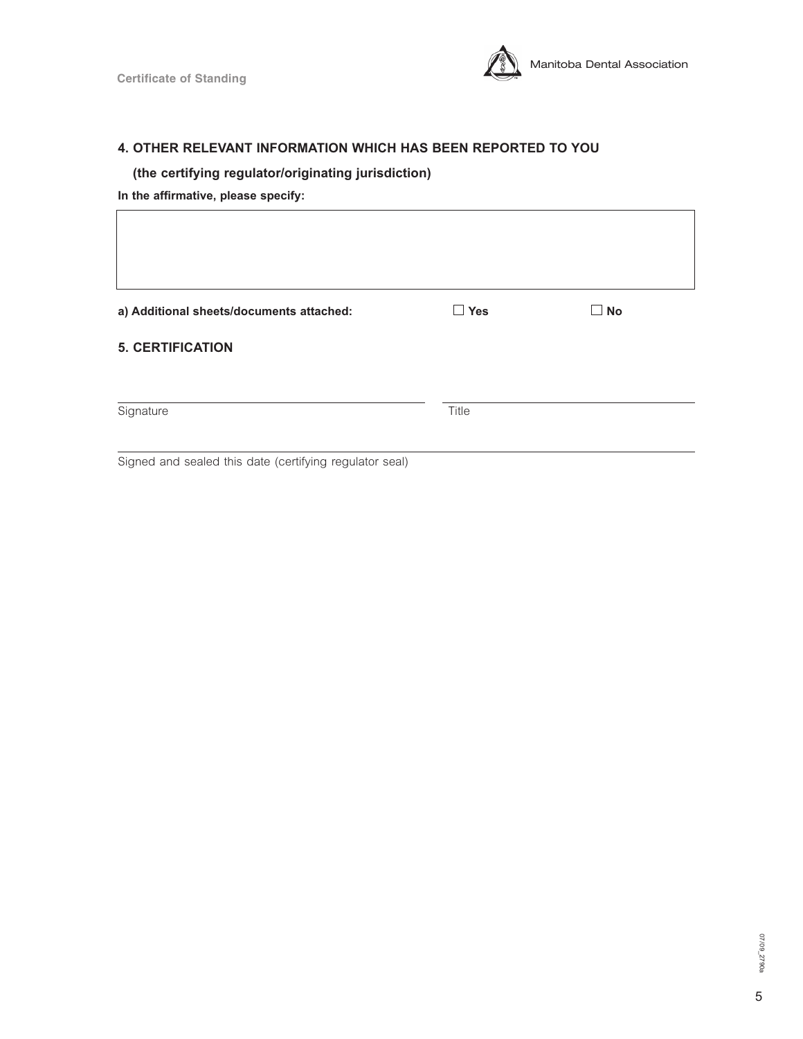## 4. OTHER RELEVANT INFORMATION WHICH HAS BEEN REPORTED TO YOU

**(the certifying regulator/originating jurisdiction)**

**In the affirmative, please specify:**

**a) Additional sheets/documents attached:** ☐ **Yes** ☐ **No**

## 5. CERTIFICATION

Signature

Title

Signed and sealed this date (certifying regulator seal)

07/09_2790a